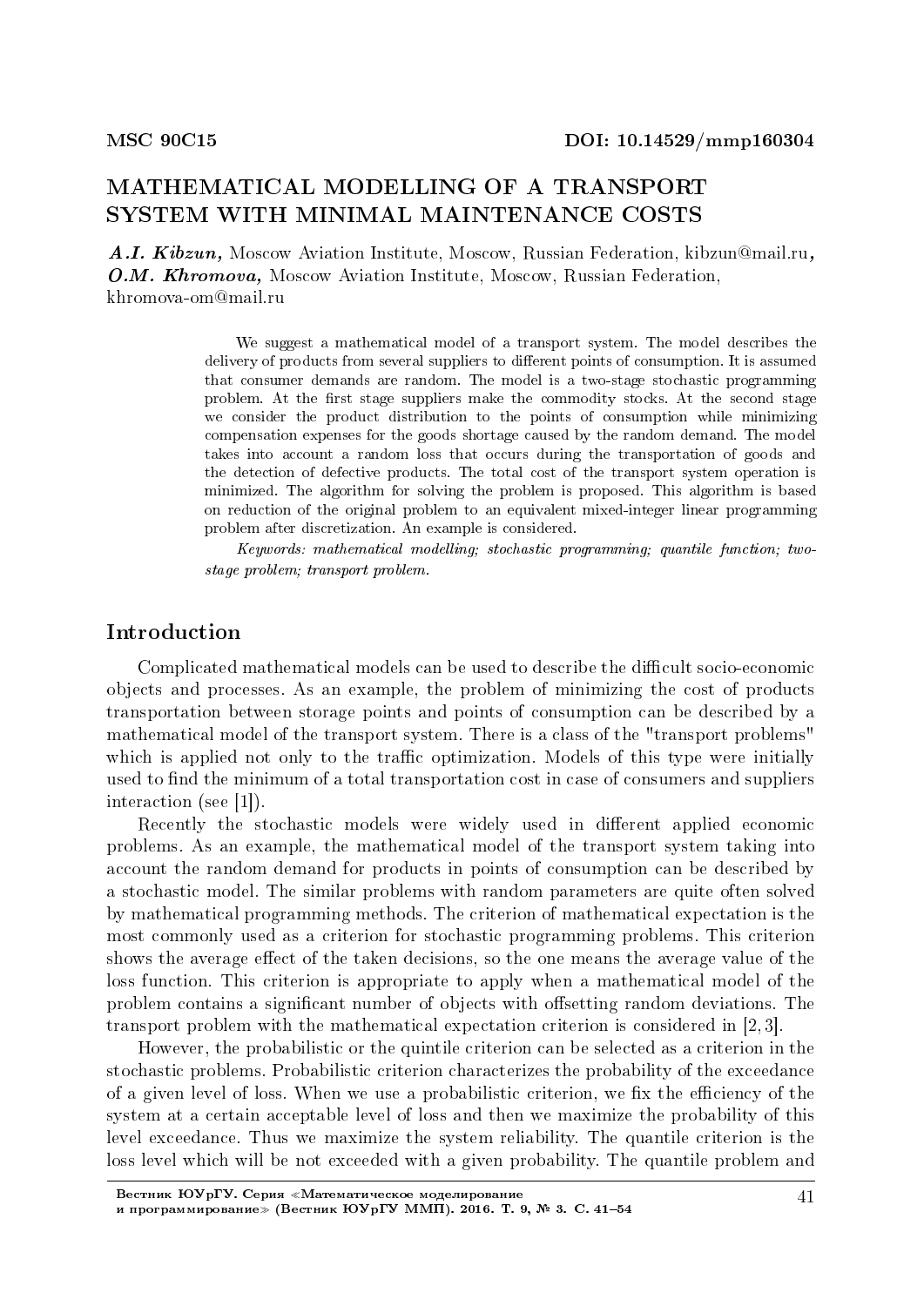**MSC 90C15** **DOI: 10.14529/mmp160304**

# MATHEMATICAL MODELLING OF A TRANSPORT SYSTEM WITH MINIMAL MAINTENANCE COSTS

***A.I. Kibzun,*** Moscow Aviation Institute, Moscow, Russian Federation, kibzun@mail.ru, ***O.M. Khromova,*** Moscow Aviation Institute, Moscow, Russian Federation, khromova-om@mail.ru

We suggest a mathematical model of a transport system. The model describes the delivery of products from several suppliers to different points of consumption. It is assumed that consumer demands are random. The model is a two-stage stochastic programming problem. At the first stage suppliers make the commodity stocks. At the second stage we consider the product distribution to the points of consumption while minimizing compensation expenses for the goods shortage caused by the random demand. The model takes into account a random loss that occurs during the transportation of goods and the detection of defective products. The total cost of the transport system operation is minimized. The algorithm for solving the problem is proposed. This algorithm is based on reduction of the original problem to an equivalent mixed-integer linear programming problem after discretization. An example is considered.

*Keywords: mathematical modelling; stochastic programming; quantile function; two-stage problem; transport problem.*

## Introduction

Complicated mathematical models can be used to describe the difficult socio-economic objects and processes. As an example, the problem of minimizing the cost of products transportation between storage points and points of consumption can be described by a mathematical model of the transport system. There is a class of the "transport problems" which is applied not only to the traffic optimization. Models of this type were initially used to find the minimum of a total transportation cost in case of consumers and suppliers interaction (see [1]).

Recently the stochastic models were widely used in different applied economic problems. As an example, the mathematical model of the transport system taking into account the random demand for products in points of consumption can be described by a stochastic model. The similar problems with random parameters are quite often solved by mathematical programming methods. The criterion of mathematical expectation is the most commonly used as a criterion for stochastic programming problems. This criterion shows the average effect of the taken decisions, so the one means the average value of the loss function. This criterion is appropriate to apply when a mathematical model of the problem contains a significant number of objects with offsetting random deviations. The transport problem with the mathematical expectation criterion is considered in [2, 3].

However, the probabilistic or the quintile criterion can be selected as a criterion in the stochastic problems. Probabilistic criterion characterizes the probability of the exceedance of a given level of loss. When we use a probabilistic criterion, we fix the efficiency of the system at a certain acceptable level of loss and then we maximize the probability of this level exceedance. Thus we maximize the system reliability. The quantile criterion is the loss level which will be not exceeded with a given probability. The quantile problem and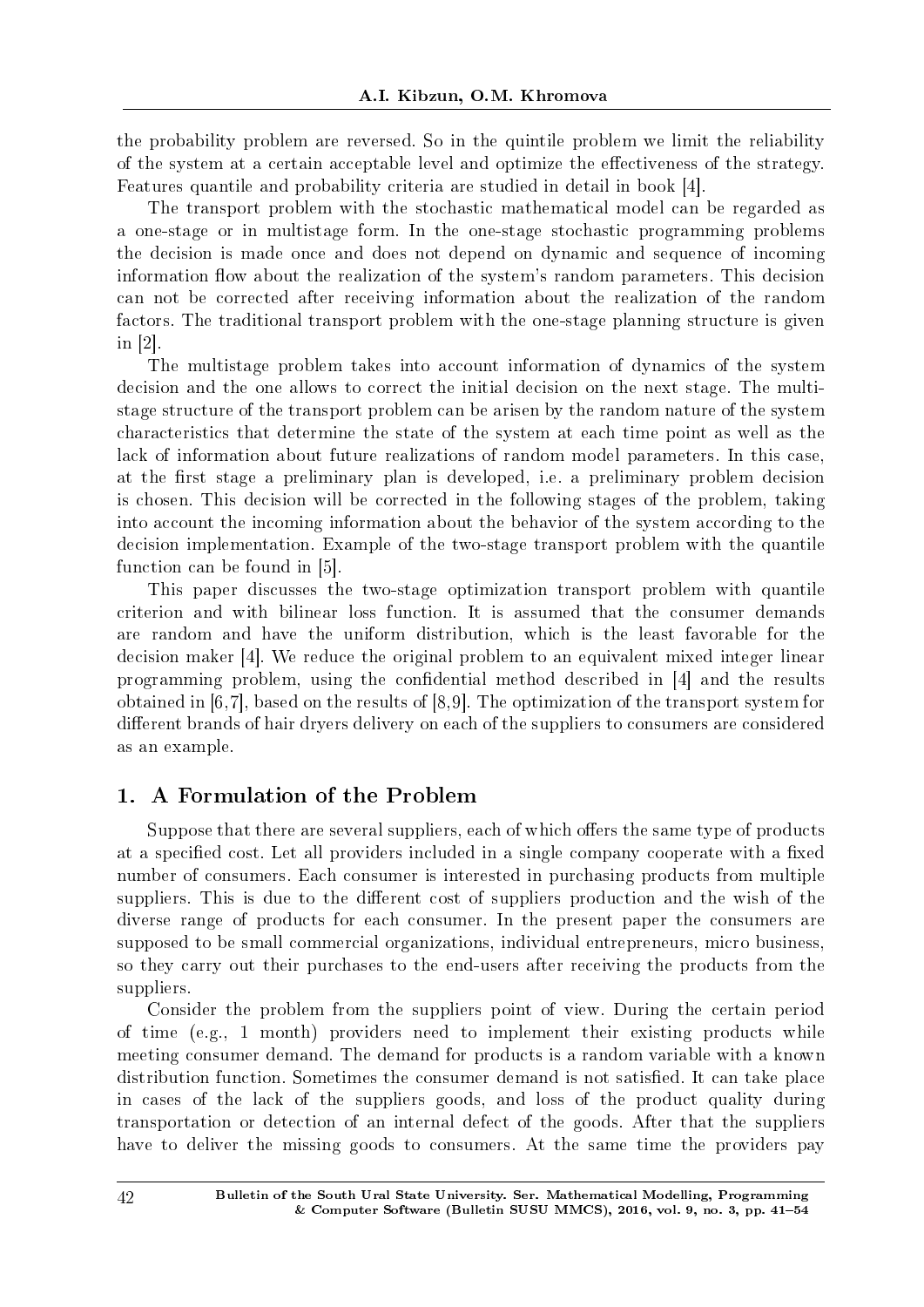the probability problem are reversed. So in the quintile problem we limit the reliability of the system at a certain acceptable level and optimize the effectiveness of the strategy. Features quantile and probability criteria are studied in detail in book [4].

The transport problem with the stochastic mathematical model can be regarded as a one-stage or in multistage form. In the one-stage stochastic programming problems the decision is made once and does not depend on dynamic and sequence of incoming information flow about the realization of the system's random parameters. This decision can not be corrected after receiving information about the realization of the random factors. The traditional transport problem with the one-stage planning structure is given in [2].

The multistage problem takes into account information of dynamics of the system decision and the one allows to correct the initial decision on the next stage. The multistage structure of the transport problem can be arisen by the random nature of the system characteristics that determine the state of the system at each time point as well as the lack of information about future realizations of random model parameters. In this case, at the first stage a preliminary plan is developed, i.e. a preliminary problem decision is chosen. This decision will be corrected in the following stages of the problem, taking into account the incoming information about the behavior of the system according to the decision implementation. Example of the two-stage transport problem with the quantile function can be found in [5].

This paper discusses the two-stage optimization transport problem with quantile criterion and with bilinear loss function. It is assumed that the consumer demands are random and have the uniform distribution, which is the least favorable for the decision maker [4]. We reduce the original problem to an equivalent mixed integer linear programming problem, using the confidential method described in [4] and the results obtained in [6,7], based on the results of [8,9]. The optimization of the transport system for different brands of hair dryers delivery on each of the suppliers to consumers are considered as an example.

## 1. A Formulation of the Problem

Suppose that there are several suppliers, each of which offers the same type of products at a specified cost. Let all providers included in a single company cooperate with a fixed number of consumers. Each consumer is interested in purchasing products from multiple suppliers. This is due to the different cost of suppliers production and the wish of the diverse range of products for each consumer. In the present paper the consumers are supposed to be small commercial organizations, individual entrepreneurs, micro business, so they carry out their purchases to the end-users after receiving the products from the suppliers.

Consider the problem from the suppliers point of view. During the certain period of time (e.g., 1 month) providers need to implement their existing products while meeting consumer demand. The demand for products is a random variable with a known distribution function. Sometimes the consumer demand is not satisfied. It can take place in cases of the lack of the suppliers goods, and loss of the product quality during transportation or detection of an internal defect of the goods. After that the suppliers have to deliver the missing goods to consumers. At the same time the providers pay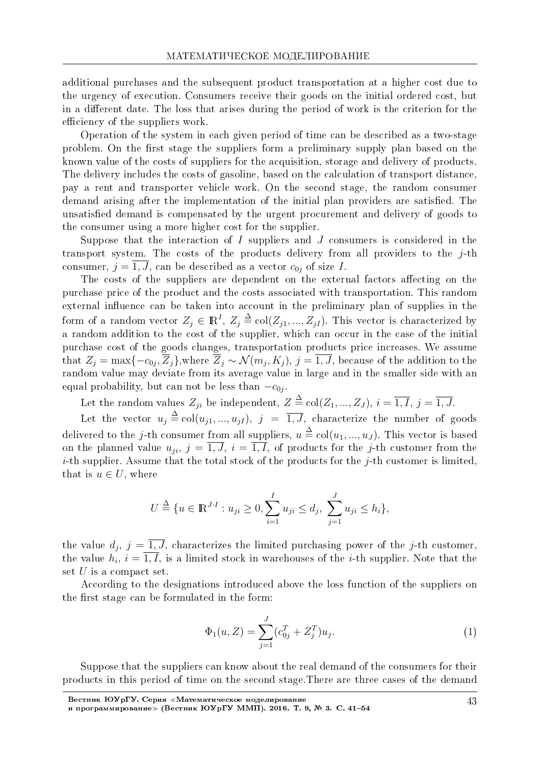additional purchases and the subsequent product transportation at a higher cost due to the urgency of execution. Consumers receive their goods on the initial ordered cost, but in a different date. The loss that arises during the period of work is the criterion for the efficiency of the suppliers work.

Operation of the system in each given period of time can be described as a two-stage problem. On the first stage the suppliers form a preliminary supply plan based on the known value of the costs of suppliers for the acquisition, storage and delivery of products. The delivery includes the costs of gasoline, based on the calculation of transport distance, pay a rent and transporter vehicle work. On the second stage, the random consumer demand arising after the implementation of the initial plan providers are satisfied. The unsatisfied demand is compensated by the urgent procurement and delivery of goods to the consumer using a more higher cost for the supplier.

Suppose that the interaction of $I$ suppliers and $J$ consumers is considered in the transport system. The costs of the products delivery from all providers to the $j$-th consumer, $j = \overline{1, J}$, can be described as a vector $c_{0j}$ of size $I$.

The costs of the suppliers are dependent on the external factors affecting on the purchase price of the product and the costs associated with transportation. This random external influence can be taken into account in the preliminary plan of supplies in the form of a random vector $Z_j \in \mathbb{R}^I$, $Z_j \triangleq \mathrm{col}(Z_{j1}, ..., Z_{jI})$. This vector is characterized by a random addition to the cost of the supplier, which can occur in the case of the initial purchase cost of the goods changes, transportation products price increases. We assume that $Z_j = \max\{-c_{0j}, \overline{Z}_j\}$,where $\overline{Z}_j \sim \mathcal{N}(m_j, K_j)$, $j = \overline{1, J}$, because of the addition to the random value may deviate from its average value in large and in the smaller side with an equal probability, but can not be less than $-c_{0j}$.

Let the random values $Z_{ji}$ be independent, $Z \triangleq \mathrm{col}(Z_1, ..., Z_J)$, $i = \overline{1, I}$, $j = \overline{1, J}$.

Let the vector $u_j \triangleq \mathrm{col}(u_{j1}, ..., u_{jI})$, $j = \overline{1, J}$, characterize the number of goods delivered to the $j$-th consumer from all suppliers, $u \triangleq \mathrm{col}(u_1, ..., u_J)$. This vector is based on the planned value $u_{ji}$, $j = \overline{1, J}$, $i = \overline{1, I}$, of products for the $j$-th customer from the $i$-th supplier. Assume that the total stock of the products for the $j$-th customer is limited, that is $u \in U$, where

$$U \triangleq \{u \in \mathbb{R}^{J \cdot I} : u_{ji} \geq 0, \sum_{i=1}^{I} u_{ji} \leq d_j, \ \sum_{j=1}^{J} u_{ji} \leq h_i\},$$

the value $d_j$, $j = \overline{1, J}$, characterizes the limited purchasing power of the $j$-th customer, the value $h_i$, $i = \overline{1, I}$, is a limited stock in warehouses of the $i$-th supplier. Note that the set $U$ is a compact set.

According to the designations introduced above the loss function of the suppliers on the first stage can be formulated in the form:

$$\Phi_1(u, Z) = \sum_{j=1}^{J} (c_{0j}^T + Z_j^T) u_j. \tag{1}$$

Suppose that the suppliers can know about the real demand of the consumers for their products in this period of time on the second stage.There are three cases of the demand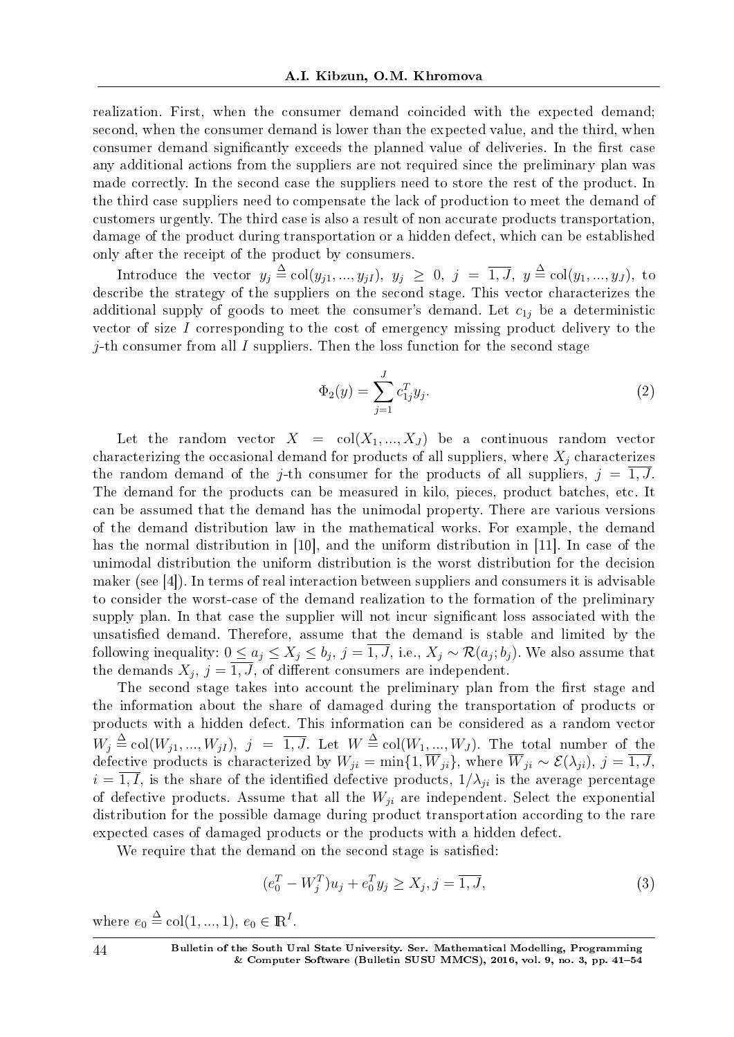realization. First, when the consumer demand coincided with the expected demand; second, when the consumer demand is lower than the expected value, and the third, when consumer demand significantly exceeds the planned value of deliveries. In the first case any additional actions from the suppliers are not required since the preliminary plan was made correctly. In the second case the suppliers need to store the rest of the product. In the third case suppliers need to compensate the lack of production to meet the demand of customers urgently. The third case is also a result of non accurate products transportation, damage of the product during transportation or a hidden defect, which can be established only after the receipt of the product by consumers.

Introduce the vector $y_j \triangleq \mathrm{col}(y_{j1}, ..., y_{jI})$, $y_j \geq 0$, $j = \overline{1, J}$, $y \triangleq \mathrm{col}(y_1, ..., y_J)$, to describe the strategy of the suppliers on the second stage. This vector characterizes the additional supply of goods to meet the consumer's demand. Let $c_{1j}$ be a deterministic vector of size $I$ corresponding to the cost of emergency missing product delivery to the $j$-th consumer from all $I$ suppliers. Then the loss function for the second stage

$$\Phi_2(y) = \sum_{j=1}^{J} c_{1j}^T y_j. \tag{2}$$

Let the random vector $X = \mathrm{col}(X_1, ..., X_J)$ be a continuous random vector characterizing the occasional demand for products of all suppliers, where $X_j$ characterizes the random demand of the $j$-th consumer for the products of all suppliers, $j = \overline{1, J}$. The demand for the products can be measured in kilo, pieces, product batches, etc. It can be assumed that the demand has the unimodal property. There are various versions of the demand distribution law in the mathematical works. For example, the demand has the normal distribution in [10], and the uniform distribution in [11]. In case of the unimodal distribution the uniform distribution is the worst distribution for the decision maker (see [4]). In terms of real interaction between suppliers and consumers it is advisable to consider the worst-case of the demand realization to the formation of the preliminary supply plan. In that case the supplier will not incur significant loss associated with the unsatisfied demand. Therefore, assume that the demand is stable and limited by the following inequality: $0 \leq a_j \leq X_j \leq b_j$, $j = \overline{1, J}$, i.e., $X_j \sim \mathcal{R}(a_j; b_j)$. We also assume that the demands $X_j$, $j = \overline{1, J}$, of different consumers are independent.

The second stage takes into account the preliminary plan from the first stage and the information about the share of damaged during the transportation of products or products with a hidden defect. This information can be considered as a random vector $W_j \triangleq \mathrm{col}(W_{j1}, ..., W_{jI})$, $j = \overline{1, J}$. Let $W \triangleq \mathrm{col}(W_1, ..., W_J)$. The total number of the defective products is characterized by $W_{ji} = \min\{1, \overline{W}_{ji}\}$, where $\overline{W}_{ji} \sim \mathcal{E}(\lambda_{ji})$, $j = \overline{1, J}$, $i = \overline{1, I}$, is the share of the identified defective products, $1/\lambda_{ji}$ is the average percentage of defective products. Assume that all the $W_{ji}$ are independent. Select the exponential distribution for the possible damage during product transportation according to the rare expected cases of damaged products or the products with a hidden defect.

We require that the demand on the second stage is satisfied:

$$(e_0^T - W_j^T)u_j + e_0^T y_j \geq X_j, j = \overline{1, J}, \tag{3}$$

where $e_0 \triangleq \mathrm{col}(1, ..., 1)$, $e_0 \in \mathbb{R}^I$.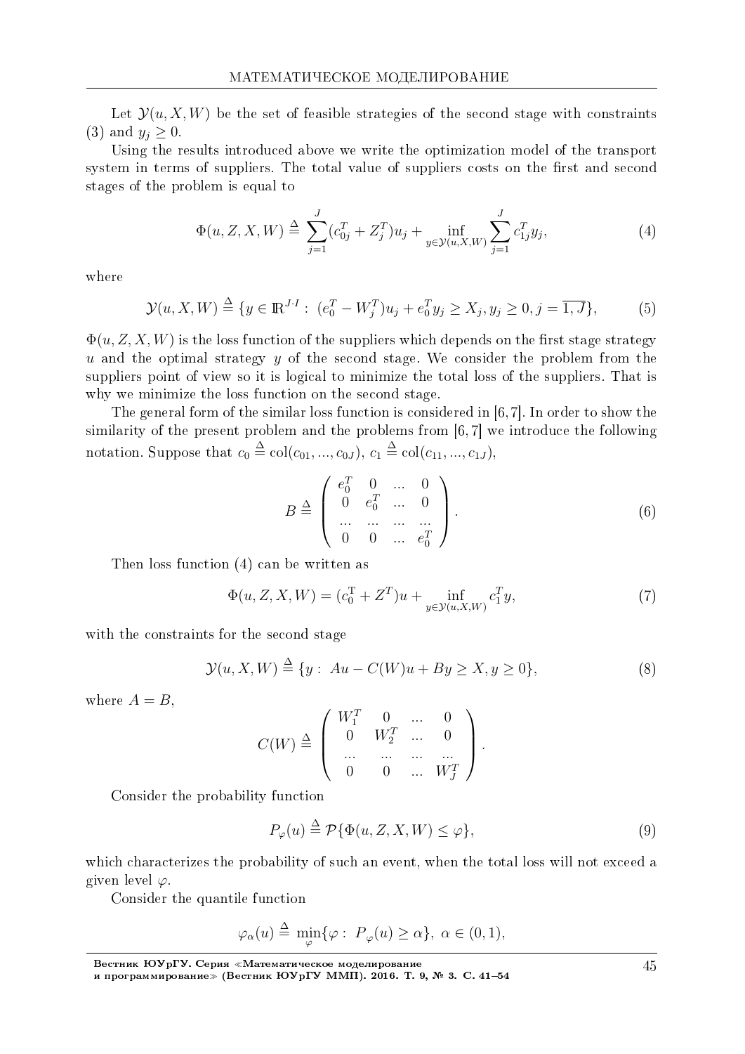Let $\mathcal{Y}(u, X, W)$ be the set of feasible strategies of the second stage with constraints (3) and $y_j \geq 0$.

Using the results introduced above we write the optimization model of the transport system in terms of suppliers. The total value of suppliers costs on the first and second stages of the problem is equal to

$$\Phi(u, Z, X, W) \triangleq \sum_{j=1}^{J} (c_{0j}^T + Z_j^T) u_j + \inf_{y \in \mathcal{Y}(u,X,W)} \sum_{j=1}^{J} c_{1j}^T y_j, \tag{4}$$

where

$$\mathcal{Y}(u, X, W) \triangleq \{y \in \mathbb{R}^{J \cdot I} : \ (e_0^T - W_j^T) u_j + e_0^T y_j \geq X_j, y_j \geq 0, j = \overline{1, J}\}, \tag{5}$$

$\Phi(u, Z, X, W)$ is the loss function of the suppliers which depends on the first stage strategy $u$ and the optimal strategy $y$ of the second stage. We consider the problem from the suppliers point of view so it is logical to minimize the total loss of the suppliers. That is why we minimize the loss function on the second stage.

The general form of the similar loss function is considered in [6, 7]. In order to show the similarity of the present problem and the problems from [6, 7] we introduce the following notation. Suppose that $c_0 \triangleq \mathrm{col}(c_{01}, ..., c_{0J})$, $c_1 \triangleq \mathrm{col}(c_{11}, ..., c_{1J})$,

$$B \triangleq \begin{pmatrix} e_0^T & 0 & ... & 0 \\ 0 & e_0^T & ... & 0 \\ ... & ... & ... & ... \\ 0 & 0 & ... & e_0^T \end{pmatrix}. \tag{6}$$

Then loss function (4) can be written as

$$\Phi(u, Z, X, W) = (c_0^{\mathrm{T}} + Z^T) u + \inf_{y \in \mathcal{Y}(u,X,W)} c_1^T y, \tag{7}$$

with the constraints for the second stage

$$\mathcal{Y}(u, X, W) \triangleq \{y : \ Au - C(W)u + By \geq X, y \geq 0\}, \tag{8}$$

where $A = B$,

$$C(W) \triangleq \begin{pmatrix} W_1^T & 0 & ... & 0 \\ 0 & W_2^T & ... & 0 \\ ... & ... & ... & ... \\ 0 & 0 & ... & W_J^T \end{pmatrix}.$$

Consider the probability function

$$P_\varphi(u) \triangleq \mathcal{P}\{\Phi(u, Z, X, W) \leq \varphi\}, \tag{9}$$

which characterizes the probability of such an event, when the total loss will not exceed a given level $\varphi$.

Consider the quantile function

$$\varphi_\alpha(u) \triangleq \min_{\varphi}\{\varphi : \ P_\varphi(u) \geq \alpha\}, \ \alpha \in (0, 1),$$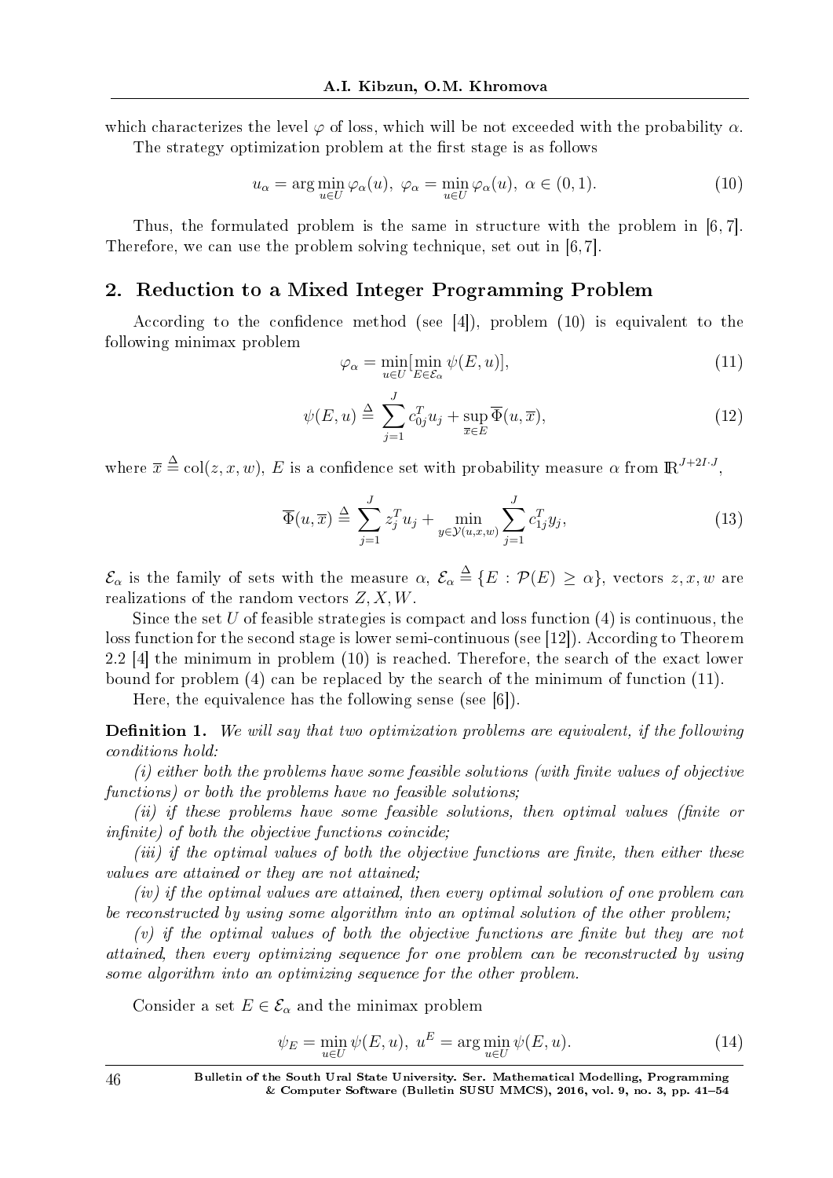which characterizes the level $\varphi$ of loss, which will be not exceeded with the probability $\alpha$.

The strategy optimization problem at the first stage is as follows

$$u_\alpha = \arg\min_{u \in U} \varphi_\alpha(u), \ \varphi_\alpha = \min_{u \in U} \varphi_\alpha(u), \ \alpha \in (0, 1). \tag{10}$$

Thus, the formulated problem is the same in structure with the problem in [6, 7]. Therefore, we can use the problem solving technique, set out in [6, 7].

## 2. Reduction to a Mixed Integer Programming Problem

According to the confidence method (see [4]), problem (10) is equivalent to the following minimax problem

$$\varphi_\alpha = \min_{u \in U} [\min_{E \in \mathcal{E}_\alpha} \psi(E, u)], \tag{11}$$

$$\psi(E, u) \triangleq \sum_{j=1}^{J} c_{0j}^T u_j + \sup_{\overline{x} \in E} \overline{\Phi}(u, \overline{x}), \tag{12}$$

where $\overline{x} \triangleq \mathrm{col}(z, x, w)$, $E$ is a confidence set with probability measure $\alpha$ from $\mathbb{R}^{J+2I\cdot J}$,

$$\overline{\Phi}(u, \overline{x}) \triangleq \sum_{j=1}^{J} z_j^T u_j + \min_{y \in \mathcal{Y}(u,x,w)} \sum_{j=1}^{J} c_{1j}^T y_j, \tag{13}$$

$\mathcal{E}_\alpha$ is the family of sets with the measure $\alpha$, $\mathcal{E}_\alpha \triangleq \{E : \mathcal{P}(E) \geq \alpha\}$, vectors $z, x, w$ are realizations of the random vectors $Z, X, W$.

Since the set $U$ of feasible strategies is compact and loss function (4) is continuous, the loss function for the second stage is lower semi-continuous (see [12]). According to Theorem 2.2 [4] the minimum in problem (10) is reached. Therefore, the search of the exact lower bound for problem (4) can be replaced by the search of the minimum of function (11).

Here, the equivalence has the following sense (see [6]).

**Definition 1.** *We will say that two optimization problems are equivalent, if the following conditions hold:*

*(i) either both the problems have some feasible solutions (with finite values of objective functions) or both the problems have no feasible solutions;*

*(ii) if these problems have some feasible solutions, then optimal values (finite or infinite) of both the objective functions coincide;*

*(iii) if the optimal values of both the objective functions are finite, then either these values are attained or they are not attained;*

*(iv) if the optimal values are attained, then every optimal solution of one problem can be reconstructed by using some algorithm into an optimal solution of the other problem;*

*(v) if the optimal values of both the objective functions are finite but they are not attained, then every optimizing sequence for one problem can be reconstructed by using some algorithm into an optimizing sequence for the other problem.*

Consider a set $E \in \mathcal{E}_\alpha$ and the minimax problem

$$\psi_E = \min_{u \in U} \psi(E, u), \ u^E = \arg\min_{u \in U} \psi(E, u). \tag{14}$$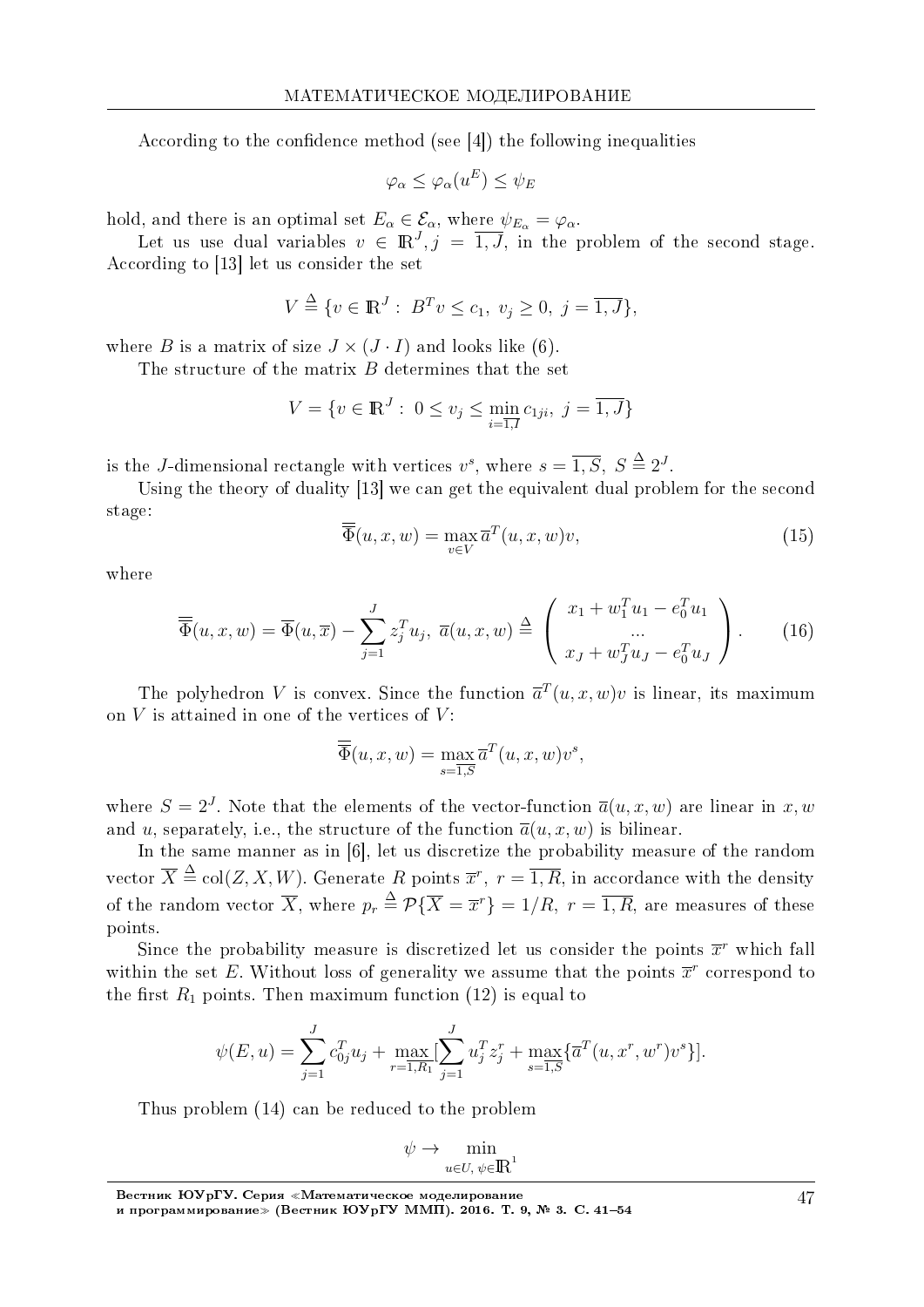According to the confidence method (see [4]) the following inequalities

$$\varphi_\alpha \le \varphi_\alpha(u^E) \le \psi_E$$

hold, and there is an optimal set $E_\alpha \in \mathcal{E}_\alpha$, where $\psi_{E_\alpha} = \varphi_\alpha$.

Let us use dual variables $v \in \mathbb{R}^J$, $j = \overline{1,J}$, in the problem of the second stage. According to [13] let us consider the set

$$V \triangleq \{v \in \mathbb{R}^J : \; B^T v \le c_1, \; v_j \ge 0, \; j = \overline{1,J}\},$$

where $B$ is a matrix of size $J \times (J \cdot I)$ and looks like (6).

The structure of the matrix $B$ determines that the set

$$V = \{v \in \mathbb{R}^J : \; 0 \le v_j \le \min_{i=\overline{1,I}} c_{1ji}, \; j = \overline{1,J}\}$$

is the $J$-dimensional rectangle with vertices $v^s$, where $s = \overline{1,S}$, $S \triangleq 2^J$.

Using the theory of duality [13] we can get the equivalent dual problem for the second stage:

$$\overline{\overline{\Phi}}(u,x,w) = \max_{v \in V} \overline{a}^T(u,x,w)v, \tag{15}$$

where

$$\overline{\overline{\Phi}}(u,x,w) = \overline{\Phi}(u,\overline{x}) - \sum_{j=1}^{J} z_j^T u_j, \; \overline{a}(u,x,w) \triangleq \begin{pmatrix} x_1 + w_1^T u_1 - e_0^T u_1 \\ \dots \\ x_J + w_J^T u_J - e_0^T u_J \end{pmatrix}. \tag{16}$$

The polyhedron $V$ is convex. Since the function $\overline{a}^T(u,x,w)v$ is linear, its maximum on $V$ is attained in one of the vertices of $V$:

$$\overline{\overline{\Phi}}(u,x,w) = \max_{s=\overline{1,S}} \overline{a}^T(u,x,w)v^s,$$

where $S = 2^J$. Note that the elements of the vector-function $\overline{a}(u,x,w)$ are linear in $x, w$ and $u$, separately, i.e., the structure of the function $\overline{a}(u,x,w)$ is bilinear.

In the same manner as in [6], let us discretize the probability measure of the random vector $\overline{X} \triangleq \mathrm{col}(Z,X,W)$. Generate $R$ points $\overline{x}^r$, $r = \overline{1,R}$, in accordance with the density of the random vector $\overline{X}$, where $p_r \triangleq \mathcal{P}\{\overline{X} = \overline{x}^r\} = 1/R$, $r = \overline{1,R}$, are measures of these points.

Since the probability measure is discretized let us consider the points $\overline{x}^r$ which fall within the set $E$. Without loss of generality we assume that the points $\overline{x}^r$ correspond to the first $R_1$ points. Then maximum function (12) is equal to

$$\psi(E,u) = \sum_{j=1}^{J} c_{0j}^T u_j + \max_{r=\overline{1,R_1}} [\sum_{j=1}^{J} u_j^T z_j^r + \max_{s=\overline{1,S}} \{\overline{a}^T(u,x^r,w^r)v^s\}].$$

Thus problem (14) can be reduced to the problem

$$\psi \to \min_{u \in U, \, \psi \in \mathbb{R}^1}$$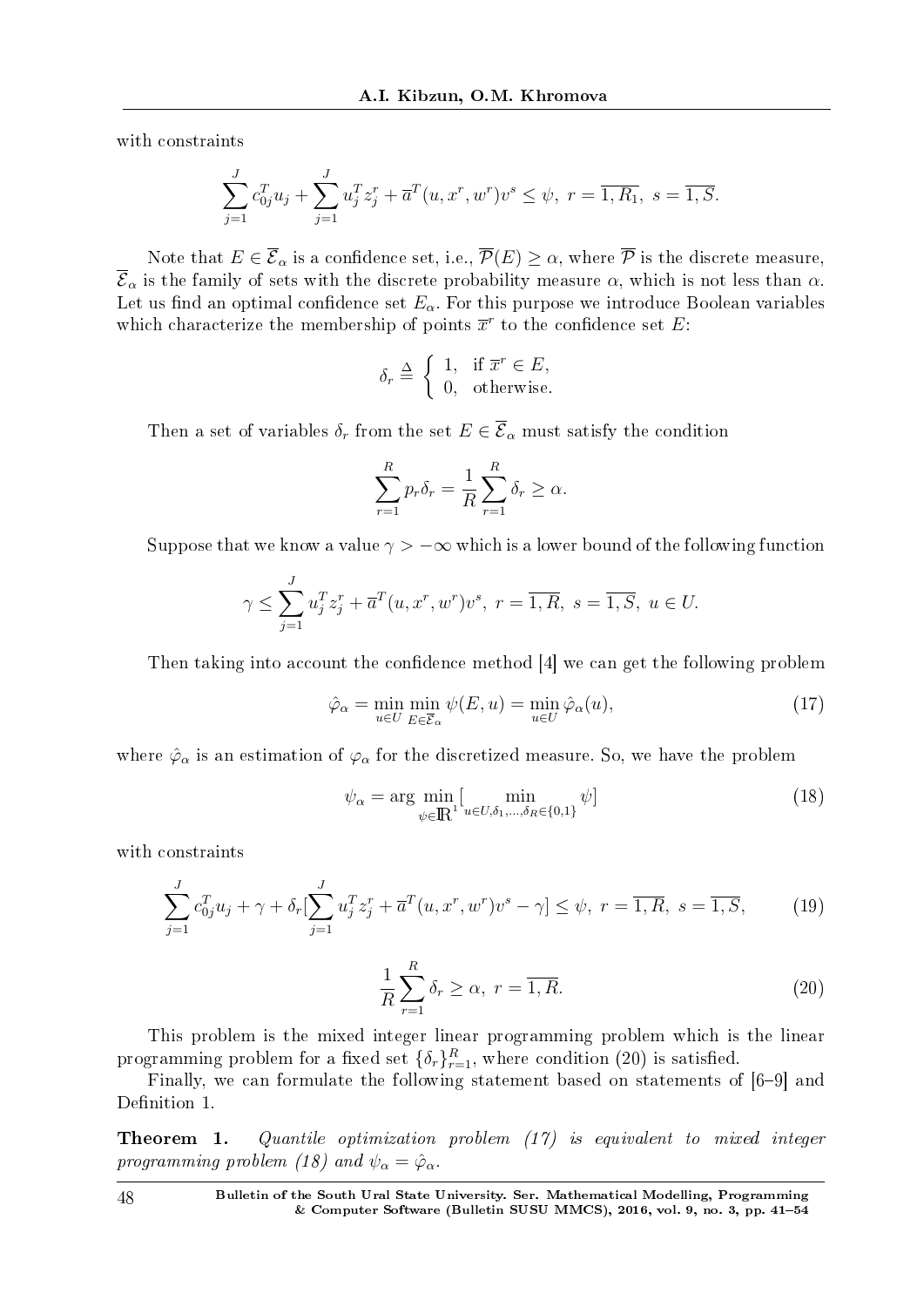with constraints

$$\sum_{j=1}^{J} c_{0j}^T u_j + \sum_{j=1}^{J} u_j^T z_j^r + \overline{a}^T(u, x^r, w^r) v^s \leq \psi, \ r = \overline{1, R_1}, \ s = \overline{1, S}.$$

Note that $E \in \overline{\mathcal{E}}_\alpha$ is a confidence set, i.e., $\overline{\mathcal{P}}(E) \geq \alpha$, where $\overline{\mathcal{P}}$ is the discrete measure, $\overline{\mathcal{E}}_\alpha$ is the family of sets with the discrete probability measure $\alpha$, which is not less than $\alpha$. Let us find an optimal confidence set $E_\alpha$. For this purpose we introduce Boolean variables which characterize the membership of points $\overline{x}^r$ to the confidence set $E$:

$$\delta_r \triangleq \begin{cases} 1, & \text{if } \overline{x}^r \in E, \\ 0, & \text{otherwise.} \end{cases}$$

Then a set of variables $\delta_r$ from the set $E \in \overline{\mathcal{E}}_\alpha$ must satisfy the condition

$$\sum_{r=1}^{R} p_r \delta_r = \frac{1}{R} \sum_{r=1}^{R} \delta_r \geq \alpha.$$

Suppose that we know a value $\gamma > -\infty$ which is a lower bound of the following function

$$\gamma \leq \sum_{j=1}^{J} u_j^T z_j^r + \overline{a}^T(u, x^r, w^r) v^s, \ r = \overline{1, R}, \ s = \overline{1, S}, \ u \in U.$$

Then taking into account the confidence method [4] we can get the following problem

$$\hat{\varphi}_\alpha = \min_{u \in U} \min_{E \in \overline{\mathcal{E}}_\alpha} \psi(E, u) = \min_{u \in U} \hat{\varphi}_\alpha(u), \tag{17}$$

where $\hat{\varphi}_\alpha$ is an estimation of $\varphi_\alpha$ for the discretized measure. So, we have the problem

$$\psi_\alpha = \arg \min_{\psi \in \mathbb{R}^1} [\min_{u \in U, \delta_1, \ldots, \delta_R \in \{0,1\}} \psi] \tag{18}$$

with constraints

$$\sum_{j=1}^{J} c_{0j}^T u_j + \gamma + \delta_r [\sum_{j=1}^{J} u_j^T z_j^r + \overline{a}^T(u, x^r, w^r) v^s - \gamma] \leq \psi, \ r = \overline{1, R}, \ s = \overline{1, S}, \tag{19}$$

$$\frac{1}{R} \sum_{r=1}^{R} \delta_r \geq \alpha, \ r = \overline{1, R}. \tag{20}$$

This problem is the mixed integer linear programming problem which is the linear programming problem for a fixed set $\{\delta_r\}_{r=1}^{R}$, where condition (20) is satisfied.

Finally, we can formulate the following statement based on statements of [6–9] and Definition 1.

**Theorem 1.** *Quantile optimization problem (17) is equivalent to mixed integer programming problem (18) and* $\psi_\alpha = \hat{\varphi}_\alpha$.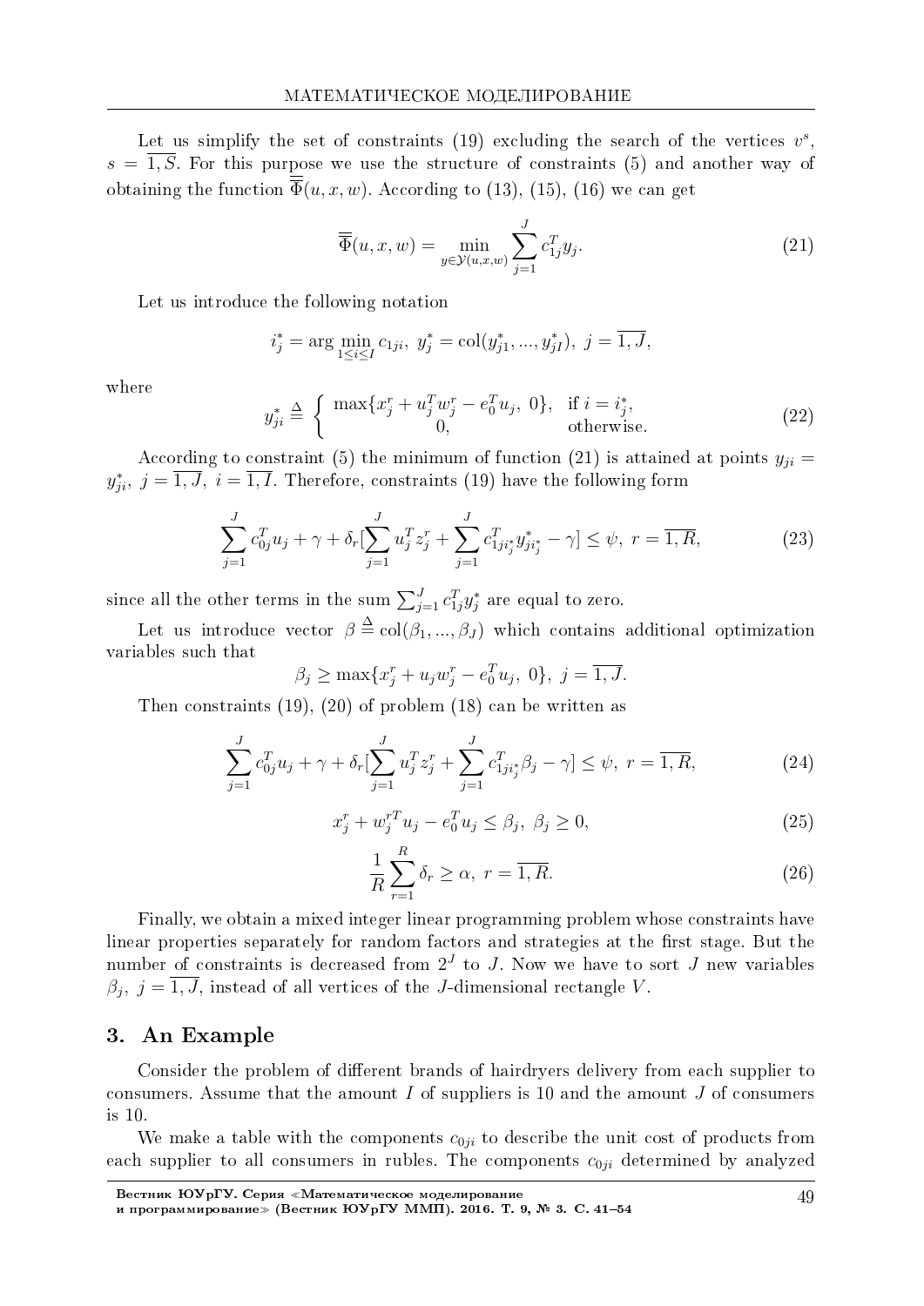Let us simplify the set of constraints (19) excluding the search of the vertices $v^s$, $s = \overline{1, S}$. For this purpose we use the structure of constraints (5) and another way of obtaining the function $\overline{\overline{\Phi}}(u, x, w)$. According to (13), (15), (16) we can get

$$\overline{\overline{\Phi}}(u, x, w) = \min_{y \in \mathcal{Y}(u,x,w)} \sum_{j=1}^{J} c_{1j}^T y_j. \tag{21}$$

Let us introduce the following notation

$$i_j^* = \arg \min_{1 \leq i \leq I} c_{1ji},\ y_j^* = \mathrm{col}(y_{j1}^*, ..., y_{jI}^*),\ j = \overline{1, J},$$

where

$$y_{ji}^* \triangleq \begin{cases} \max\{x_j^r + u_j^T w_j^r - e_0^T u_j,\ 0\}, & \text{if } i = i_j^*, \\ 0, & \text{otherwise.} \end{cases} \tag{22}$$

According to constraint (5) the minimum of function (21) is attained at points $y_{ji} = y_{ji}^*$, $j = \overline{1, J}$, $i = \overline{1, I}$. Therefore, constraints (19) have the following form

$$\sum_{j=1}^{J} c_{0j}^T u_j + \gamma + \delta_r [\sum_{j=1}^{J} u_j^T z_j^r + \sum_{j=1}^{J} c_{1ji_j^*}^T y_{ji_j^*}^* - \gamma] \leq \psi,\ r = \overline{1, R}, \tag{23}$$

since all the other terms in the sum $\sum_{j=1}^{J} c_{1j}^T y_j^*$ are equal to zero.

Let us introduce vector $\beta \triangleq \mathrm{col}(\beta_1, ..., \beta_J)$ which contains additional optimization variables such that

$$\beta_j \geq \max\{x_j^r + u_j w_j^r - e_0^T u_j,\ 0\},\ j = \overline{1, J}.$$

Then constraints (19), (20) of problem (18) can be written as

$$\sum_{j=1}^{J} c_{0j}^T u_j + \gamma + \delta_r [\sum_{j=1}^{J} u_j^T z_j^r + \sum_{j=1}^{J} c_{1ji_j^*}^T \beta_j - \gamma] \leq \psi,\ r = \overline{1, R}, \tag{24}$$

$$x_j^r + w_j^{rT} u_j - e_0^T u_j \leq \beta_j,\ \beta_j \geq 0, \tag{25}$$

$$\frac{1}{R} \sum_{r=1}^{R} \delta_r \geq \alpha,\ r = \overline{1, R}. \tag{26}$$

Finally, we obtain a mixed integer linear programming problem whose constraints have linear properties separately for random factors and strategies at the first stage. But the number of constraints is decreased from $2^J$ to $J$. Now we have to sort $J$ new variables $\beta_j$, $j = \overline{1, J}$, instead of all vertices of the $J$-dimensional rectangle $V$.

## 3. An Example

Consider the problem of different brands of hairdryers delivery from each supplier to consumers. Assume that the amount $I$ of suppliers is 10 and the amount $J$ of consumers is 10.

We make a table with the components $c_{0ji}$ to describe the unit cost of products from each supplier to all consumers in rubles. The components $c_{0ji}$ determined by analyzed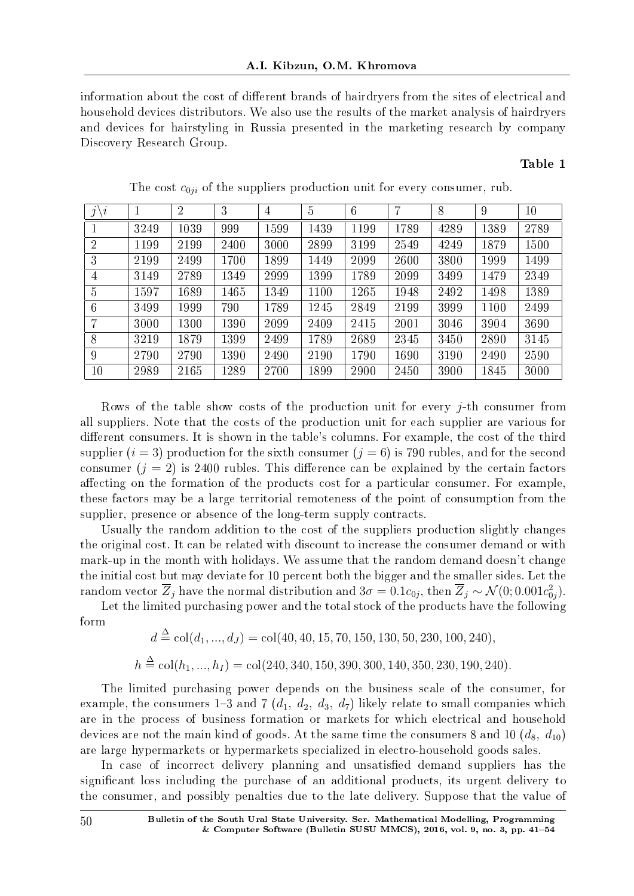information about the cost of different brands of hairdryers from the sites of electrical and household devices distributors. We also use the results of the market analysis of hairdryers and devices for hairstyling in Russia presented in the marketing research by company Discovery Research Group.

**Table 1**

The cost $c_{0ji}$ of the suppliers production unit for every consumer, rub.

| $j\backslash i$ | 1 | 2 | 3 | 4 | 5 | 6 | 7 | 8 | 9 | 10 |
|---|---|---|---|---|---|---|---|---|---|---|
| 1 | 3249 | 1039 | 999 | 1599 | 1439 | 1199 | 1789 | 4289 | 1389 | 2789 |
| 2 | 1199 | 2199 | 2400 | 3000 | 2899 | 3199 | 2549 | 4249 | 1879 | 1500 |
| 3 | 2199 | 2499 | 1700 | 1899 | 1449 | 2099 | 2600 | 3800 | 1999 | 1499 |
| 4 | 3149 | 2789 | 1349 | 2999 | 1399 | 1789 | 2099 | 3499 | 1479 | 2349 |
| 5 | 1597 | 1689 | 1465 | 1349 | 1100 | 1265 | 1948 | 2492 | 1498 | 1389 |
| 6 | 3499 | 1999 | 790 | 1789 | 1245 | 2849 | 2199 | 3999 | 1100 | 2499 |
| 7 | 3000 | 1300 | 1390 | 2099 | 2409 | 2415 | 2001 | 3046 | 3904 | 3690 |
| 8 | 3219 | 1879 | 1399 | 2499 | 1789 | 2689 | 2345 | 3450 | 2890 | 3145 |
| 9 | 2790 | 2790 | 1390 | 2490 | 2190 | 1790 | 1690 | 3190 | 2490 | 2590 |
| 10 | 2989 | 2165 | 1289 | 2700 | 1899 | 2900 | 2450 | 3900 | 1845 | 3000 |

Rows of the table show costs of the production unit for every $j$-th consumer from all suppliers. Note that the costs of the production unit for each supplier are various for different consumers. It is shown in the table's columns. For example, the cost of the third supplier ($i = 3$) production for the sixth consumer ($j = 6$) is 790 rubles, and for the second consumer ($j = 2$) is 2400 rubles. This difference can be explained by the certain factors affecting on the formation of the products cost for a particular consumer. For example, these factors may be a large territorial remoteness of the point of consumption from the supplier, presence or absence of the long-term supply contracts.

Usually the random addition to the cost of the suppliers production slightly changes the original cost. It can be related with discount to increase the consumer demand or with mark-up in the month with holidays. We assume that the random demand doesn't change the initial cost but may deviate for 10 percent both the bigger and the smaller sides. Let the random vector $\overline{Z}_j$ have the normal distribution and $3\sigma = 0.1c_{0j}$, then $\overline{Z}_j \sim \mathcal{N}(0; 0.001c_{0j}^2)$.

Let the limited purchasing power and the total stock of the products have the following form

$$d \triangleq \mathrm{col}(d_1, ..., d_J) = \mathrm{col}(40, 40, 15, 70, 150, 130, 50, 230, 100, 240),$$

$$h \triangleq \mathrm{col}(h_1, ..., h_I) = \mathrm{col}(240, 340, 150, 390, 300, 140, 350, 230, 190, 240).$$

The limited purchasing power depends on the business scale of the consumer, for example, the consumers 1–3 and 7 ($d_1$, $d_2$, $d_3$, $d_7$) likely relate to small companies which are in the process of business formation or markets for which electrical and household devices are not the main kind of goods. At the same time the consumers 8 and 10 ($d_8$, $d_{10}$) are large hypermarkets or hypermarkets specialized in electro-household goods sales.

In case of incorrect delivery planning and unsatisfied demand suppliers has the significant loss including the purchase of an additional products, its urgent delivery to the consumer, and possibly penalties due to the late delivery. Suppose that the value of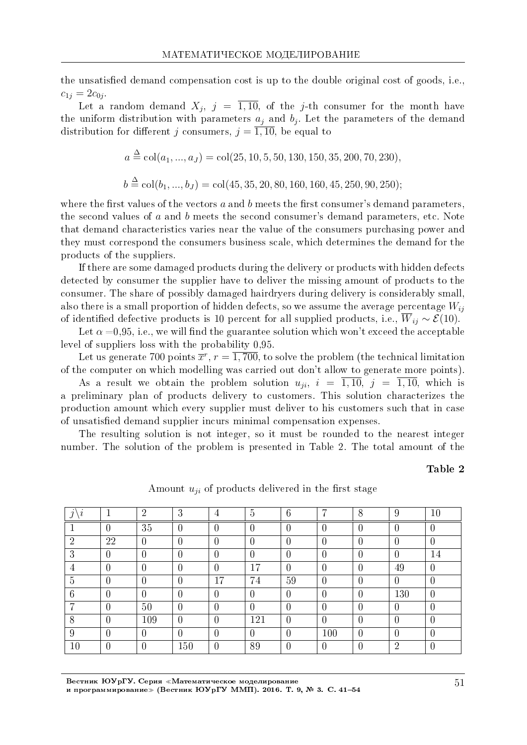the unsatisfied demand compensation cost is up to the double original cost of goods, i.e., $c_{1j} = 2c_{0j}$.

Let a random demand $X_j$, $j = \overline{1,10}$, of the $j$-th consumer for the month have the uniform distribution with parameters $a_j$ and $b_j$. Let the parameters of the demand distribution for different $j$ consumers, $j = \overline{1,10}$, be equal to

$$a \stackrel{\Delta}{=} \mathrm{col}(a_1, ..., a_J) = \mathrm{col}(25, 10, 5, 50, 130, 150, 35, 200, 70, 230),$$

$$b \stackrel{\Delta}{=} \mathrm{col}(b_1, ..., b_J) = \mathrm{col}(45, 35, 20, 80, 160, 160, 45, 250, 90, 250);$$

where the first values of the vectors $a$ and $b$ meets the first consumer's demand parameters, the second values of $a$ and $b$ meets the second consumer's demand parameters, etc. Note that demand characteristics varies near the value of the consumers purchasing power and they must correspond the consumers business scale, which determines the demand for the products of the suppliers.

If there are some damaged products during the delivery or products with hidden defects detected by consumer the supplier have to deliver the missing amount of products to the consumer. The share of possibly damaged hairdryers during delivery is considerably small, also there is a small proportion of hidden defects, so we assume the average percentage $W_{ij}$ of identified defective products is 10 percent for all supplied products, i.e., $\overline{W}_{ij} \sim \mathcal{E}(10)$.

Let $\alpha$ =0,95, i.e., we will find the guarantee solution which won't exceed the acceptable level of suppliers loss with the probability 0,95.

Let us generate 700 points $\overline{x}^r$, $r = \overline{1,700}$, to solve the problem (the technical limitation of the computer on which modelling was carried out don't allow to generate more points).

As a result we obtain the problem solution $u_{ji}$, $i = \overline{1,10}$, $j = \overline{1,10}$, which is a preliminary plan of products delivery to customers. This solution characterizes the production amount which every supplier must deliver to his customers such that in case of unsatisfied demand supplier incurs minimal compensation expenses.

The resulting solution is not integer, so it must be rounded to the nearest integer number. The solution of the problem is presented in Table 2. The total amount of the

**Table 2**

Amount $u_{ji}$ of products delivered in the first stage

| $j \backslash i$ | 1 | 2 | 3 | 4 | 5 | 6 | 7 | 8 | 9 | 10 |
|---|---|---|---|---|---|---|---|---|---|---|
| 1 | 0 | 35 | 0 | 0 | 0 | 0 | 0 | 0 | 0 | 0 |
| 2 | 22 | 0 | 0 | 0 | 0 | 0 | 0 | 0 | 0 | 0 |
| 3 | 0 | 0 | 0 | 0 | 0 | 0 | 0 | 0 | 0 | 14 |
| 4 | 0 | 0 | 0 | 0 | 17 | 0 | 0 | 0 | 49 | 0 |
| 5 | 0 | 0 | 0 | 17 | 74 | 59 | 0 | 0 | 0 | 0 |
| 6 | 0 | 0 | 0 | 0 | 0 | 0 | 0 | 0 | 130 | 0 |
| 7 | 0 | 50 | 0 | 0 | 0 | 0 | 0 | 0 | 0 | 0 |
| 8 | 0 | 109 | 0 | 0 | 121 | 0 | 0 | 0 | 0 | 0 |
| 9 | 0 | 0 | 0 | 0 | 0 | 0 | 100 | 0 | 0 | 0 |
| 10 | 0 | 0 | 150 | 0 | 89 | 0 | 0 | 0 | 2 | 0 |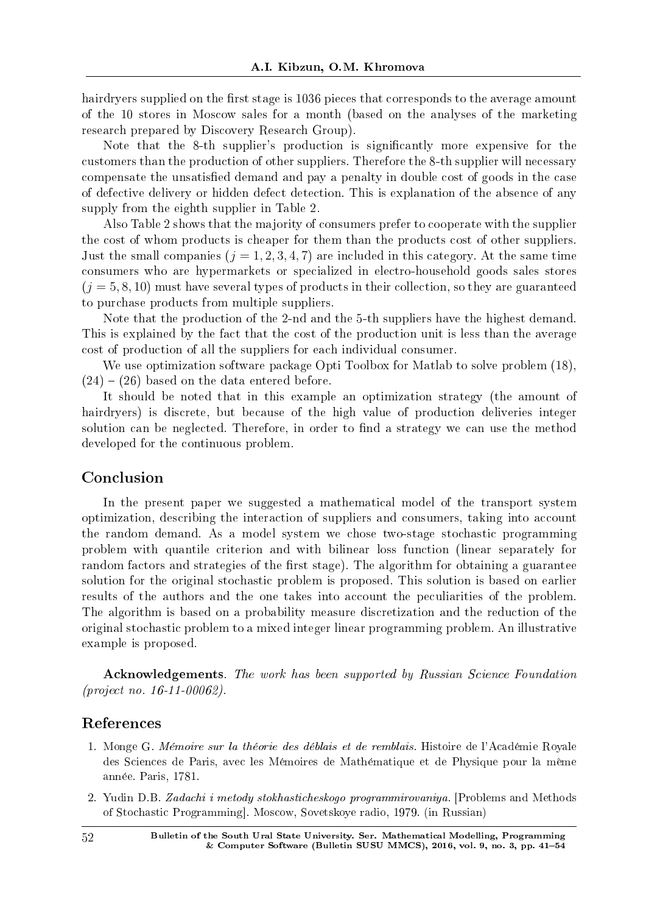hairdryers supplied on the first stage is 1036 pieces that corresponds to the average amount of the 10 stores in Moscow sales for a month (based on the analyses of the marketing research prepared by Discovery Research Group).

Note that the 8-th supplier's production is significantly more expensive for the customers than the production of other suppliers. Therefore the 8-th supplier will necessary compensate the unsatisfied demand and pay a penalty in double cost of goods in the case of defective delivery or hidden defect detection. This is explanation of the absence of any supply from the eighth supplier in Table 2.

Also Table 2 shows that the majority of consumers prefer to cooperate with the supplier the cost of whom products is cheaper for them than the products cost of other suppliers. Just the small companies ($j = 1, 2, 3, 4, 7$) are included in this category. At the same time consumers who are hypermarkets or specialized in electro-household goods sales stores ($j = 5, 8, 10$) must have several types of products in their collection, so they are guaranteed to purchase products from multiple suppliers.

Note that the production of the 2-nd and the 5-th suppliers have the highest demand. This is explained by the fact that the cost of the production unit is less than the average cost of production of all the suppliers for each individual consumer.

We use optimization software package Opti Toolbox for Matlab to solve problem (18), (24) – (26) based on the data entered before.

It should be noted that in this example an optimization strategy (the amount of hairdryers) is discrete, but because of the high value of production deliveries integer solution can be neglected. Therefore, in order to find a strategy we can use the method developed for the continuous problem.

## Conclusion

In the present paper we suggested a mathematical model of the transport system optimization, describing the interaction of suppliers and consumers, taking into account the random demand. As a model system we chose two-stage stochastic programming problem with quantile criterion and with bilinear loss function (linear separately for random factors and strategies of the first stage). The algorithm for obtaining a guarantee solution for the original stochastic problem is proposed. This solution is based on earlier results of the authors and the one takes into account the peculiarities of the problem. The algorithm is based on a probability measure discretization and the reduction of the original stochastic problem to a mixed integer linear programming problem. An illustrative example is proposed.

**Acknowledgements**. *The work has been supported by Russian Science Foundation (project no. 16-11-00062).*

## References

1. Monge G. *Mémoire sur la théorie des déblais et de remblais*. Histoire de l'Académie Royale des Sciences de Paris, avec les Mémoires de Mathématique et de Physique pour la même année. Paris, 1781.
2. Yudin D.B. *Zadachi i metody stokhasticheskogo programmirovaniya*. [Problems and Methods of Stochastic Programming]. Moscow, Sovetskoye radio, 1979. (in Russian)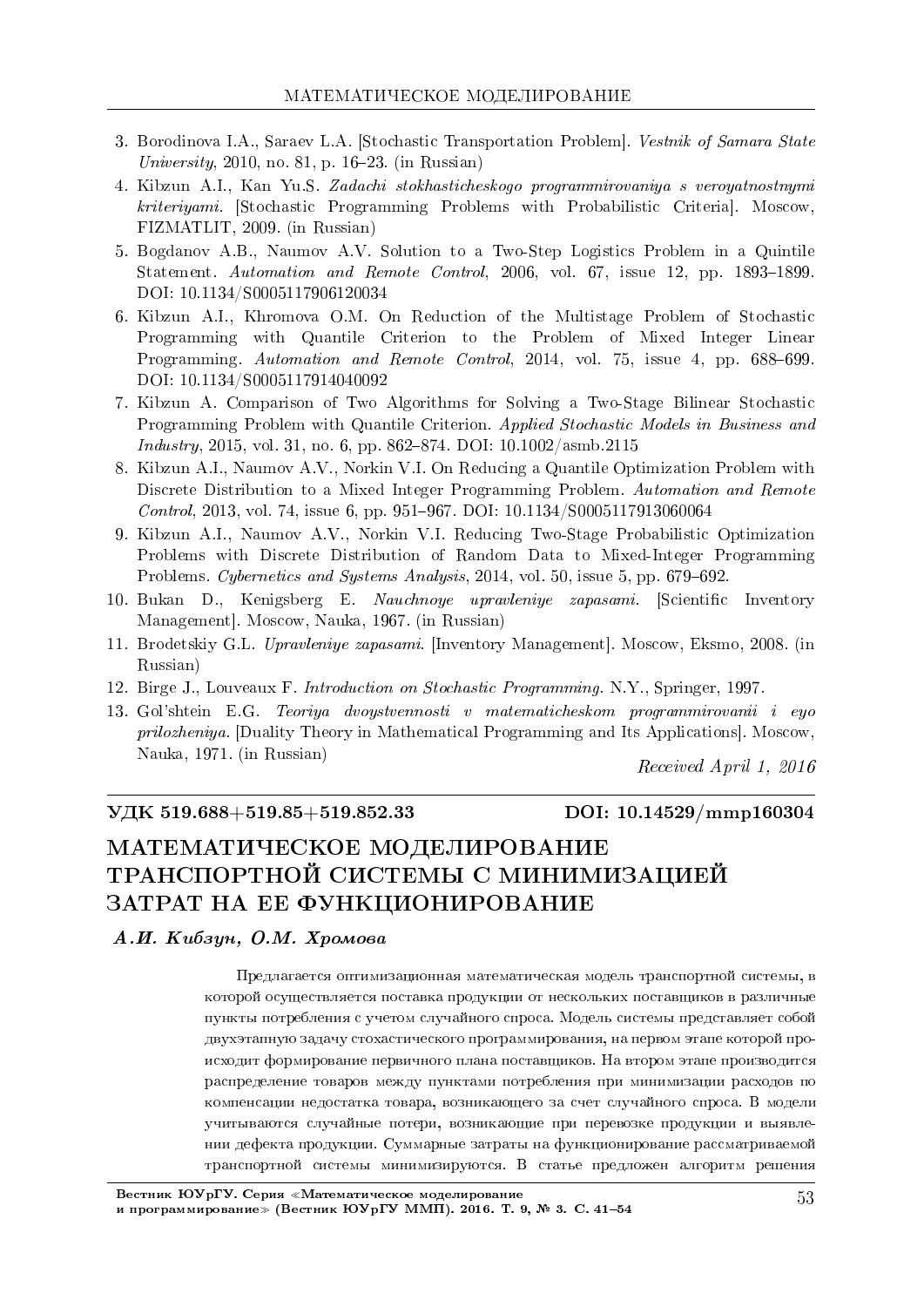3. Borodinova I.A., Saraev L.A. [Stochastic Transportation Problem]. *Vestnik of Samara State University*, 2010, no. 81, p. 16–23. (in Russian)
4. Kibzun A.I., Kan Yu.S. *Zadachi stokhasticheskogo programmirovaniya s veroyatnostnymi kriteriyami*. [Stochastic Programming Problems with Probabilistic Criteria]. Moscow, FIZMATLIT, 2009. (in Russian)
5. Bogdanov A.B., Naumov A.V. Solution to a Two-Step Logistics Problem in a Quintile Statement. *Automation and Remote Control*, 2006, vol. 67, issue 12, pp. 1893–1899. DOI: 10.1134/S0005117906120034
6. Kibzun A.I., Khromova O.M. On Reduction of the Multistage Problem of Stochastic Programming with Quantile Criterion to the Problem of Mixed Integer Linear Programming. *Automation and Remote Control*, 2014, vol. 75, issue 4, pp. 688–699. DOI: 10.1134/S0005117914040092
7. Kibzun A. Comparison of Two Algorithms for Solving a Two-Stage Bilinear Stochastic Programming Problem with Quantile Criterion. *Applied Stochastic Models in Business and Industry*, 2015, vol. 31, no. 6, pp. 862–874. DOI: 10.1002/asmb.2115
8. Kibzun A.I., Naumov A.V., Norkin V.I. On Reducing a Quantile Optimization Problem with Discrete Distribution to a Mixed Integer Programming Problem. *Automation and Remote Control*, 2013, vol. 74, issue 6, pp. 951–967. DOI: 10.1134/S0005117913060064
9. Kibzun A.I., Naumov A.V., Norkin V.I. Reducing Two-Stage Probabilistic Optimization Problems with Discrete Distribution of Random Data to Mixed-Integer Programming Problems. *Cybernetics and Systems Analysis*, 2014, vol. 50, issue 5, pp. 679–692.
10. Bukan D., Kenigsberg E. *Nauchnoye upravleniye zapasami*. [Scientific Inventory Management]. Moscow, Nauka, 1967. (in Russian)
11. Brodetskiy G.L. *Upravleniye zapasami*. [Inventory Management]. Moscow, Eksmo, 2008. (in Russian)
12. Birge J., Louveaux F. *Introduction on Stochastic Programming*. N.Y., Springer, 1997.
13. Gol'shtein E.G. *Teoriya dvoystvennosti v matematicheskom programmirovanii i eyo prilozheniya*. [Duality Theory in Mathematical Programming and Its Applications]. Moscow, Nauka, 1971. (in Russian)

*Received April 1, 2016*

**УДК 519.688+519.85+519.852.33** **DOI: 10.14529/mmp160304**

# МАТЕМАТИЧЕСКОЕ МОДЕЛИРОВАНИЕ ТРАНСПОРТНОЙ СИСТЕМЫ С МИНИМИЗАЦИЕЙ ЗАТРАТ НА ЕЕ ФУНКЦИОНИРОВАНИЕ

***А.И. Кибзун, О.М. Хромова***

Предлагается оптимизационная математическая модель транспортной системы, в которой осуществляется поставка продукции от нескольких поставщиков в различные пункты потребления с учетом случайного спроса. Модель системы представляет собой двухэтапную задачу стохастического программирования, на первом этапе которой происходит формирование первичного плана поставщиков. На втором этапе производится распределение товаров между пунктами потребления при минимизации расходов по компенсации недостатка товара, возникающего за счет случайного спроса. В модели учитываются случайные потери, возникающие при перевозке продукции и выявлении дефекта продукции. Суммарные затраты на функционирование рассматриваемой транспортной системы минимизируются. В статье предложен алгоритм решения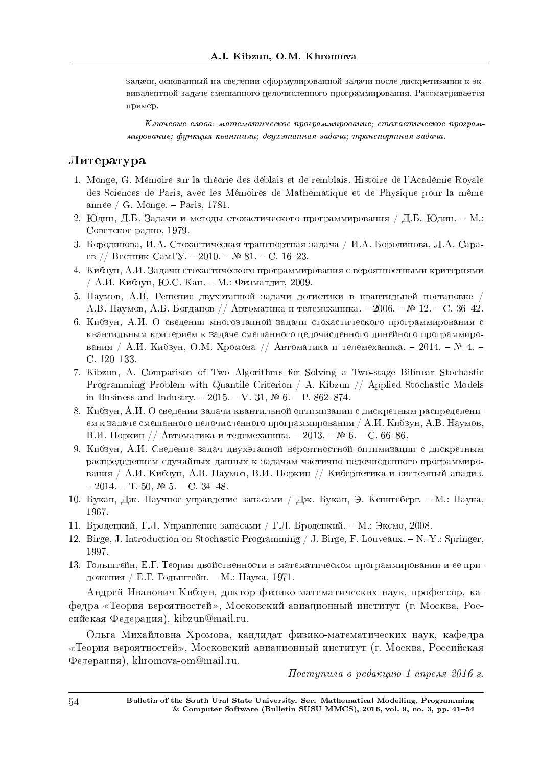задачи, основанный на сведении сформулированной задачи после дискретизации к эквивалентной задаче смешанного целочисленного программирования. Рассматривается пример.

*Ключевые слова: математическое программирование; стохастическое программирование; функция квантили; двухэтапная задача; транспортная задача.*

## Литература

1. Monge, G. Mémoire sur la théorie des déblais et de remblais. Histoire de l'Académie Royale des Sciences de Paris, avec les Mémoires de Mathématique et de Physique pour la même année / G. Monge. – Paris, 1781.
2. Юдин, Д.Б. Задачи и методы стохастического программирования / Д.Б. Юдин. – М.: Советское радио, 1979.
3. Бородинова, И.А. Стохастическая транспортная задача / И.А. Бородинова, Л.А. Сараев // Вестник СамГУ. – 2010. – № 81. – С. 16–23.
4. Кибзун, А.И. Задачи стохастического программирования с вероятностными критериями / А.И. Кибзун, Ю.С. Кан. – М.: Физматлит, 2009.
5. Наумов, А.В. Решение двухэтапной задачи логистики в квантильной постановке / А.В. Наумов, А.Б. Богданов // Автоматика и телемеханика. – 2006. – № 12. – С. 36–42.
6. Кибзун, А.И. О сведении многоэтапной задачи стохастического программирования с квантильным критерием к задаче смешанного целочисленного линейного программирования / А.И. Кибзун, О.М. Хромова // Автоматика и телемеханика. – 2014. – № 4. – С. 120–133.
7. Kibzun, A. Comparison of Two Algorithms for Solving a Two-stage Bilinear Stochastic Programming Problem with Quantile Criterion / A. Kibzun // Applied Stochastic Models in Business and Industry. – 2015. – V. 31, № 6. – P. 862–874.
8. Кибзун, А.И. О сведении задачи квантильной оптимизации с дискретным распределением к задаче смешанного целочисленного программирования / А.И. Кибзун, А.В. Наумов, В.И. Норкин // Автоматика и телемеханика. – 2013. – № 6. – С. 66–86.
9. Кибзун, А.И. Сведение задач двухэтапной вероятностной оптимизации с дискретным распределением случайных данных к задачам частично целочисленного программирования / А.И. Кибзун, А.В. Наумов, В.И. Норкин // Кибернетика и системный анализ. – 2014. – Т. 50, № 5. – С. 34–48.
10. Букан, Дж. Научное управление запасами / Дж. Букан, Э. Кенигсберг. – М.: Наука, 1967.
11. Бродецкий, Г.Л. Управление запасами / Г.Л. Бродецкий. – М.: Эксмо, 2008.
12. Birge, J. Introduction on Stochastic Programming / J. Birge, F. Louveaux. – N.-Y.: Springer, 1997.
13. Гольштейн, Е.Г. Теория двойственности в математическом программировании и ее приложения / Е.Г. Гольштейн. – М.: Наука, 1971.

Андрей Иванович Кибзун, доктор физико-математических наук, профессор, кафедра «Теория вероятностей», Московский авиационный институт (г. Москва, Российская Федерация), kibzun@mail.ru.

Ольга Михайловна Хромова, кандидат физико-математических наук, кафедра «Теория вероятностей», Московский авиационный институт (г. Москва, Российская Федерация), khromova-om@mail.ru.

*Поступила в редакцию 1 апреля 2016 г.*